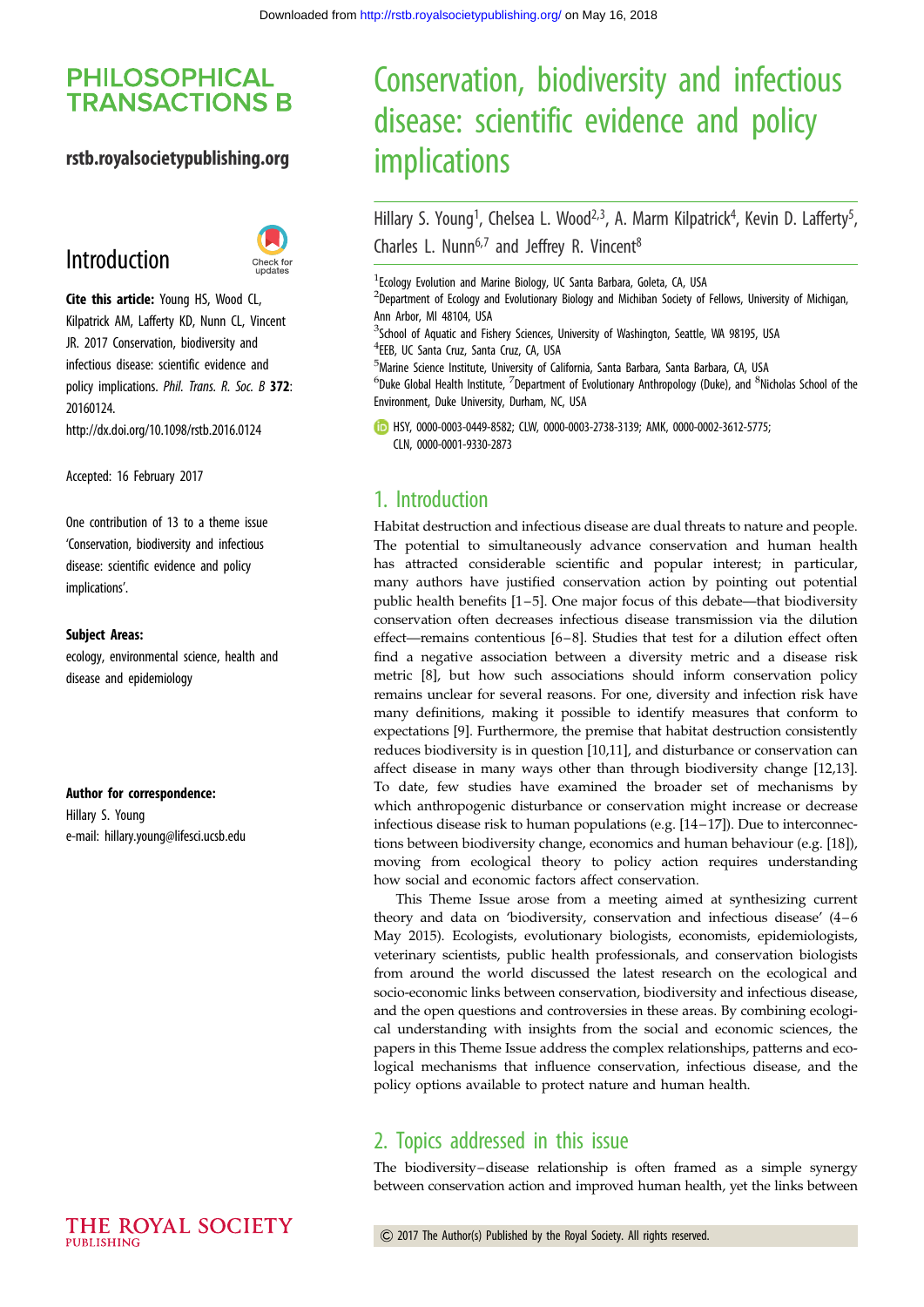Downloaded from http://rstb.royalsocietypublishing.org/ on May 16, 2018

**PHILOSOPHICAL TRANSACTIONS B**

rstb.royalsocietypublishing.org

## Introduction

**Cite this article:** Young HS, Wood CL, Kilpatrick AM, Lafferty KD, Nunn CL, Vincent JR. 2017 Conservation, biodiversity and infectious disease: scientific evidence and policy implications. *Phil. Trans. R. Soc. B* **372**: 20160124.
http://dx.doi.org/10.1098/rstb.2016.0124

Accepted: 16 February 2017

One contribution of 13 to a theme issue 'Conservation, biodiversity and infectious disease: scientific evidence and policy implications'.

**Subject Areas:**
ecology, environmental science, health and disease and epidemiology

**Author for correspondence:**
Hillary S. Young
e-mail: hillary.young@lifesci.ucsb.edu

# Conservation, biodiversity and infectious disease: scientific evidence and policy implications

Hillary S. Young[1], Chelsea L. Wood[2,3], A. Marm Kilpatrick[4], Kevin D. Lafferty[5], Charles L. Nunn[6,7] and Jeffrey R. Vincent[8]

[1]Ecology Evolution and Marine Biology, UC Santa Barbara, Goleta, CA, USA
[2]Department of Ecology and Evolutionary Biology and Michiban Society of Fellows, University of Michigan, Ann Arbor, MI 48104, USA
[3]School of Aquatic and Fishery Sciences, University of Washington, Seattle, WA 98195, USA
[4]EEB, UC Santa Cruz, Santa Cruz, CA, USA
[5]Marine Science Institute, University of California, Santa Barbara, Santa Barbara, CA, USA
[6]Duke Global Health Institute, [7]Department of Evolutionary Anthropology (Duke), and [8]Nicholas School of the Environment, Duke University, Durham, NC, USA

HSY, 0000-0003-0449-8582; CLW, 0000-0003-2738-3139; AMK, 0000-0002-3612-5775; CLN, 0000-0001-9330-2873

## 1. Introduction

Habitat destruction and infectious disease are dual threats to nature and people. The potential to simultaneously advance conservation and human health has attracted considerable scientific and popular interest; in particular, many authors have justified conservation action by pointing out potential public health benefits [1–5]. One major focus of this debate—that biodiversity conservation often decreases infectious disease transmission via the dilution effect—remains contentious [6–8]. Studies that test for a dilution effect often find a negative association between a diversity metric and a disease risk metric [8], but how such associations should inform conservation policy remains unclear for several reasons. For one, diversity and infection risk have many definitions, making it possible to identify measures that conform to expectations [9]. Furthermore, the premise that habitat destruction consistently reduces biodiversity is in question [10,11], and disturbance or conservation can affect disease in many ways other than through biodiversity change [12,13]. To date, few studies have examined the broader set of mechanisms by which anthropogenic disturbance or conservation might increase or decrease infectious disease risk to human populations (e.g. [14–17]). Due to interconnections between biodiversity change, economics and human behaviour (e.g. [18]), moving from ecological theory to policy action requires understanding how social and economic factors affect conservation.

This Theme Issue arose from a meeting aimed at synthesizing current theory and data on 'biodiversity, conservation and infectious disease' (4–6 May 2015). Ecologists, evolutionary biologists, economists, epidemiologists, veterinary scientists, public health professionals, and conservation biologists from around the world discussed the latest research on the ecological and socio-economic links between conservation, biodiversity and infectious disease, and the open questions and controversies in these areas. By combining ecological understanding with insights from the social and economic sciences, the papers in this Theme Issue address the complex relationships, patterns and ecological mechanisms that influence conservation, infectious disease, and the policy options available to protect nature and human health.

## 2. Topics addressed in this issue

The biodiversity–disease relationship is often framed as a simple synergy between conservation action and improved human health, yet the links between

© 2017 The Author(s) Published by the Royal Society. All rights reserved.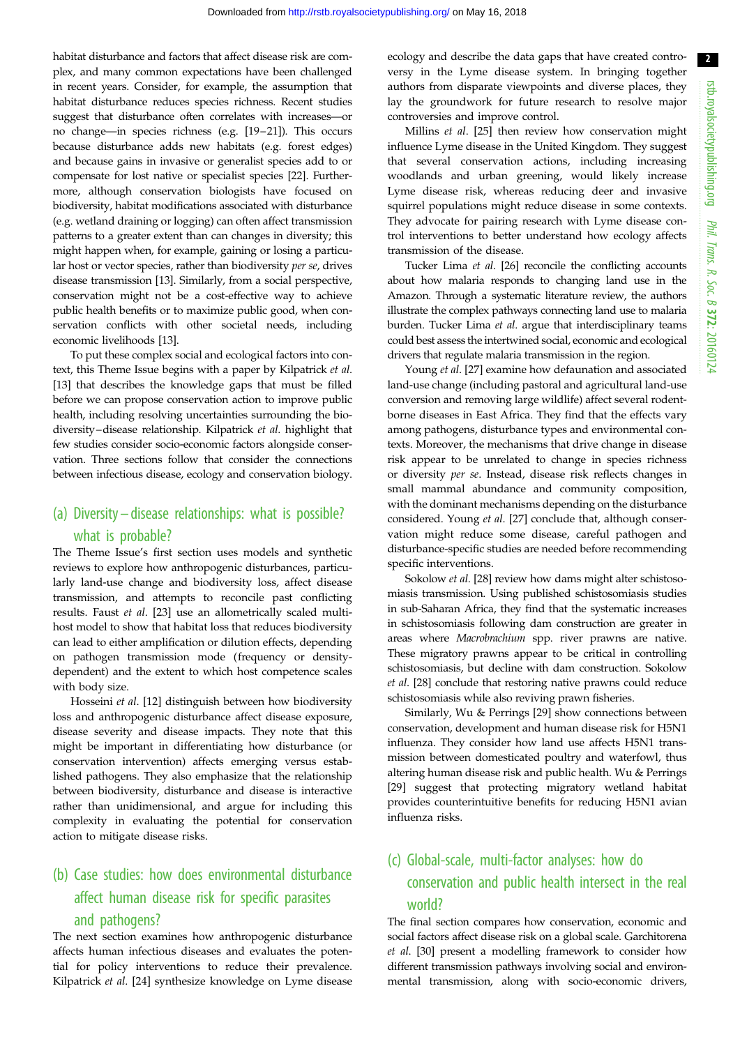habitat disturbance and factors that affect disease risk are complex, and many common expectations have been challenged in recent years. Consider, for example, the assumption that habitat disturbance reduces species richness. Recent studies suggest that disturbance often correlates with increases—or no change—in species richness (e.g. [19–21]). This occurs because disturbance adds new habitats (e.g. forest edges) and because gains in invasive or generalist species add to or compensate for lost native or specialist species [22]. Furthermore, although conservation biologists have focused on biodiversity, habitat modifications associated with disturbance (e.g. wetland draining or logging) can often affect transmission patterns to a greater extent than can changes in diversity; this might happen when, for example, gaining or losing a particular host or vector species, rather than biodiversity *per se*, drives disease transmission [13]. Similarly, from a social perspective, conservation might not be a cost-effective way to achieve public health benefits or to maximize public good, when conservation conflicts with other societal needs, including economic livelihoods [13].

To put these complex social and ecological factors into context, this Theme Issue begins with a paper by Kilpatrick *et al.* [13] that describes the knowledge gaps that must be filled before we can propose conservation action to improve public health, including resolving uncertainties surrounding the biodiversity–disease relationship. Kilpatrick *et al.* highlight that few studies consider socio-economic factors alongside conservation. Three sections follow that consider the connections between infectious disease, ecology and conservation biology.

## (a) Diversity–disease relationships: what is possible? what is probable?

The Theme Issue's first section uses models and synthetic reviews to explore how anthropogenic disturbances, particularly land-use change and biodiversity loss, affect disease transmission, and attempts to reconcile past conflicting results. Faust *et al.* [23] use an allometrically scaled multi-host model to show that habitat loss that reduces biodiversity can lead to either amplification or dilution effects, depending on pathogen transmission mode (frequency or density-dependent) and the extent to which host competence scales with body size.

Hosseini *et al.* [12] distinguish between how biodiversity loss and anthropogenic disturbance affect disease exposure, disease severity and disease impacts. They note that this might be important in differentiating how disturbance (or conservation intervention) affects emerging versus established pathogens. They also emphasize that the relationship between biodiversity, disturbance and disease is interactive rather than unidimensional, and argue for including this complexity in evaluating the potential for conservation action to mitigate disease risks.

## (b) Case studies: how does environmental disturbance affect human disease risk for specific parasites and pathogens?

The next section examines how anthropogenic disturbance affects human infectious diseases and evaluates the potential for policy interventions to reduce their prevalence. Kilpatrick *et al.* [24] synthesize knowledge on Lyme disease ecology and describe the data gaps that have created controversy in the Lyme disease system. In bringing together authors from disparate viewpoints and diverse places, they lay the groundwork for future research to resolve major controversies and improve control.

Millins *et al.* [25] then review how conservation might influence Lyme disease in the United Kingdom. They suggest that several conservation actions, including increasing woodlands and urban greening, would likely increase Lyme disease risk, whereas reducing deer and invasive squirrel populations might reduce disease in some contexts. They advocate for pairing research with Lyme disease control interventions to better understand how ecology affects transmission of the disease.

Tucker Lima *et al.* [26] reconcile the conflicting accounts about how malaria responds to changing land use in the Amazon. Through a systematic literature review, the authors illustrate the complex pathways connecting land use to malaria burden. Tucker Lima *et al.* argue that interdisciplinary teams could best assess the intertwined social, economic and ecological drivers that regulate malaria transmission in the region.

Young *et al.* [27] examine how defaunation and associated land-use change (including pastoral and agricultural land-use conversion and removing large wildlife) affect several rodent-borne diseases in East Africa. They find that the effects vary among pathogens, disturbance types and environmental contexts. Moreover, the mechanisms that drive change in disease risk appear to be unrelated to change in species richness or diversity *per se*. Instead, disease risk reflects changes in small mammal abundance and community composition, with the dominant mechanisms depending on the disturbance considered. Young *et al.* [27] conclude that, although conservation might reduce some disease, careful pathogen and disturbance-specific studies are needed before recommending specific interventions.

Sokolow *et al.* [28] review how dams might alter schistosomiasis transmission. Using published schistosomiasis studies in sub-Saharan Africa, they find that the systematic increases in schistosomiasis following dam construction are greater in areas where *Macrobrachium* spp. river prawns are native. These migratory prawns appear to be critical in controlling schistosomiasis, but decline with dam construction. Sokolow *et al.* [28] conclude that restoring native prawns could reduce schistosomiasis while also reviving prawn fisheries.

Similarly, Wu & Perrings [29] show connections between conservation, development and human disease risk for H5N1 influenza. They consider how land use affects H5N1 transmission between domesticated poultry and waterfowl, thus altering human disease risk and public health. Wu & Perrings [29] suggest that protecting migratory wetland habitat provides counterintuitive benefits for reducing H5N1 avian influenza risks.

## (c) Global-scale, multi-factor analyses: how do conservation and public health intersect in the real world?

The final section compares how conservation, economic and social factors affect disease risk on a global scale. Garchitorena *et al.* [30] present a modelling framework to consider how different transmission pathways involving social and environmental transmission, along with socio-economic drivers,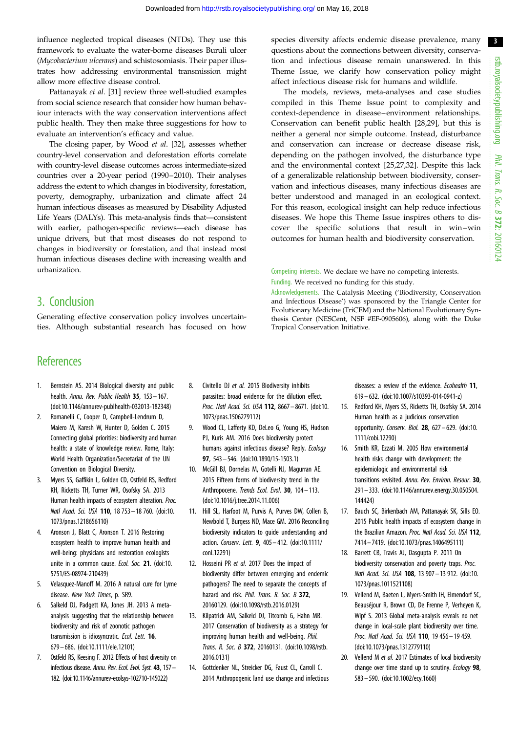influence neglected tropical diseases (NTDs). They use this framework to evaluate the water-borne diseases Buruli ulcer (*Mycobacterium ulcerans*) and schistosomiasis. Their paper illustrates how addressing environmental transmission might allow more effective disease control.

Pattanayak *et al*. [31] review three well-studied examples from social science research that consider how human behaviour interacts with the way conservation interventions affect public health. They then make three suggestions for how to evaluate an intervention's efficacy and value.

The closing paper, by Wood *et al*. [32], assesses whether country-level conservation and deforestation efforts correlate with country-level disease outcomes across intermediate-sized countries over a 20-year period (1990–2010). Their analyses address the extent to which changes in biodiversity, forestation, poverty, demography, urbanization and climate affect 24 human infectious diseases as measured by Disability Adjusted Life Years (DALYs). This meta-analysis finds that—consistent with earlier, pathogen-specific reviews—each disease has unique drivers, but that most diseases do not respond to changes in biodiversity or forestation, and that instead most human infectious diseases decline with increasing wealth and urbanization.

## 3. Conclusion

Generating effective conservation policy involves uncertainties. Although substantial research has focused on how species diversity affects endemic disease prevalence, many questions about the connections between diversity, conservation and infectious disease remain unanswered. In this Theme Issue, we clarify how conservation policy might affect infectious disease risk for humans and wildlife.

The models, reviews, meta-analyses and case studies compiled in this Theme Issue point to complexity and context-dependence in disease–environment relationships. Conservation can benefit public health [28,29], but this is neither a general nor simple outcome. Instead, disturbance and conservation can increase or decrease disease risk, depending on the pathogen involved, the disturbance type and the environmental context [25,27,32]. Despite this lack of a generalizable relationship between biodiversity, conservation and infectious diseases, many infectious diseases are better understood and managed in an ecological context. For this reason, ecological insight can help reduce infectious diseases. We hope this Theme Issue inspires others to discover the specific solutions that result in win–win outcomes for human health and biodiversity conservation.

Competing interests. We declare we have no competing interests.

Funding. We received no funding for this study.

Acknowledgements. The Catalysis Meeting ('Biodiversity, Conservation and Infectious Disease') was sponsored by the Triangle Center for Evolutionary Medicine (TriCEM) and the National Evolutionary Synthesis Center (NESCent, NSF #EF-0905606), along with the Duke Tropical Conservation Initiative.

## References

1. Bernstein AS. 2014 Biological diversity and public health. *Annu. Rev. Public Health* **35**, 153–167. (doi:10.1146/annurev-publhealth-032013-182348)
2. Romanelli C, Cooper D, Campbell-Lendrum D, Maiero M, Karesh W, Hunter D, Golden C. 2015 Connecting global priorities: biodiversity and human health: a state of knowledge review. Rome, Italy: World Health Organization/Secretariat of the UN Convention on Biological Diversity.
3. Myers SS, Gaffikin L, Golden CD, Ostfeld RS, Redford KH, Ricketts TH, Turner WR, Osofsky SA. 2013 Human health impacts of ecosystem alteration. *Proc. Natl Acad. Sci. USA* **110**, 18 753–18 760. (doi:10.1073/pnas.1218656110)
4. Aronson J, Blatt C, Aronson T. 2016 Restoring ecosystem health to improve human health and well-being: physicians and restoration ecologists unite in a common cause. *Ecol. Soc.* **21**. (doi:10.5751/ES-08974-210439)
5. Velasquez-Manoff M. 2016 A natural cure for Lyme disease. *New York Times*, p. SR9.
6. Salkeld DJ, Padgett KA, Jones JH. 2013 A meta-analysis suggesting that the relationship between biodiversity and risk of zoonotic pathogen transmission is idiosyncratic. *Ecol. Lett.* **16**, 679–686. (doi:10.1111/ele.12101)
7. Ostfeld RS, Keesing F. 2012 Effects of host diversity on infectious disease. *Annu. Rev. Ecol. Evol. Syst.* **43**, 157–182. (doi:10.1146/annurev-ecolsys-102710-145022)
8. Civitello DJ *et al.* 2015 Biodiversity inhibits parasites: broad evidence for the dilution effect. *Proc. Natl Acad. Sci. USA* **112**, 8667–8671. (doi:10.1073/pnas.1506279112)
9. Wood CL, Lafferty KD, DeLeo G, Young HS, Hudson PJ, Kuris AM. 2016 Does biodiversity protect humans against infectious disease? Reply. *Ecology* **97**, 543–546. (doi:10.1890/15-1503.1)
10. McGill BJ, Dornelas M, Gotelli NJ, Magurran AE. 2015 Fifteen forms of biodiversity trend in the Anthropocene. *Trends Ecol. Evol.* **30**, 104–113. (doi:10.1016/j.tree.2014.11.006)
11. Hill SL, Harfoot M, Purvis A, Purves DW, Collen B, Newbold T, Burgess ND, Mace GM. 2016 Reconciling biodiversity indicators to guide understanding and action. *Conserv. Lett.* **9**, 405–412. (doi:10.1111/conl.12291)
12. Hosseini PR *et al.* 2017 Does the impact of biodiversity differ between emerging and endemic pathogens? The need to separate the concepts of hazard and risk. *Phil. Trans. R. Soc. B* **372**, 20160129. (doi:10.1098/rstb.2016.0129)
13. Kilpatrick AM, Salkeld DJ, Titcomb G, Hahn MB. 2017 Conservation of biodiversity as a strategy for improving human health and well-being. *Phil. Trans. R. Soc. B* **372**, 20160131. (doi:10.1098/rstb.2016.0131)
14. Gottdenker NL, Streicker DG, Faust CL, Carroll C. 2014 Anthropogenic land use change and infectious diseases: a review of the evidence. *Ecohealth* **11**, 619–632. (doi:10.1007/s10393-014-0941-z)
15. Redford KH, Myers SS, Ricketts TH, Osofsky SA. 2014 Human health as a judicious conservation opportunity. *Conserv. Biol.* **28**, 627–629. (doi:10.1111/cobi.12290)
16. Smith KR, Ezzati M. 2005 How environmental health risks change with development: the epidemiologic and environmental risk transitions revisited. *Annu. Rev. Environ. Resour.* **30**, 291–333. (doi:10.1146/annurev.energy.30.050504.144424)
17. Bauch SC, Birkenbach AM, Pattanayak SK, Sills EO. 2015 Public health impacts of ecosystem change in the Brazilian Amazon. *Proc. Natl Acad. Sci. USA* **112**, 7414–7419. (doi:10.1073/pnas.1406495111)
18. Barrett CB, Travis AJ, Dasgupta P. 2011 On biodiversity conservation and poverty traps. *Proc. Natl Acad. Sci. USA* **108**, 13 907–13 912. (doi:10.1073/pnas.1011521108)
19. Vellend M, Baeten L, Myers-Smith IH, Elmendorf SC, Beauséjour R, Brown CD, De Frenne P, Verheyen K, Wipf S. 2013 Global meta-analysis reveals no net change in local-scale plant biodiversity over time. *Proc. Natl Acad. Sci. USA* **110**, 19 456–19 459. (doi:10.1073/pnas.1312779110)
20. Vellend M *et al.* 2017 Estimates of local biodiversity change over time stand up to scrutiny. *Ecology* **98**, 583–590. (doi:10.1002/ecy.1660)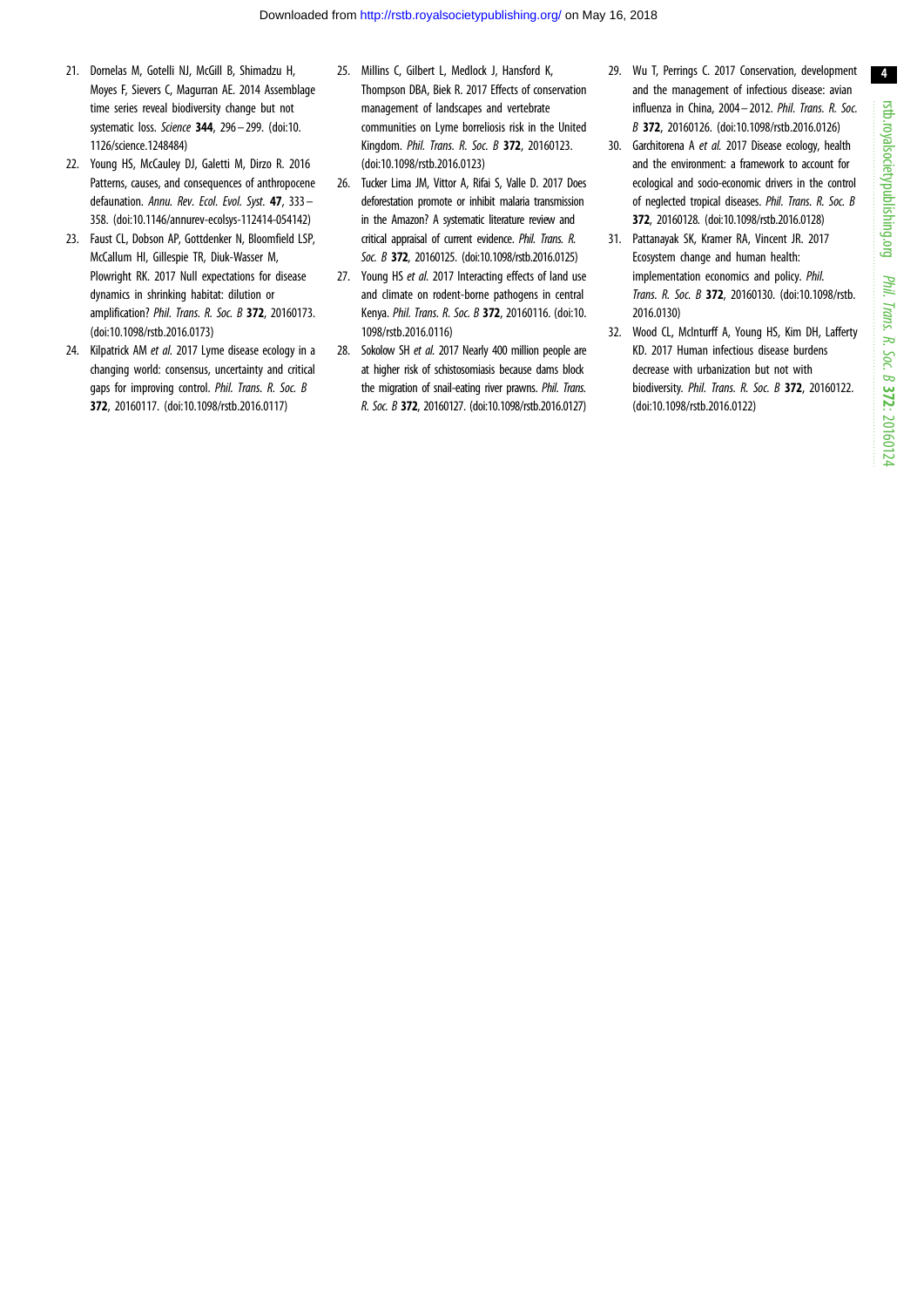21. Dornelas M, Gotelli NJ, McGill B, Shimadzu H, Moyes F, Sievers C, Magurran AE. 2014 Assemblage time series reveal biodiversity change but not systematic loss. *Science* **344**, 296–299. (doi:10.1126/science.1248484)
22. Young HS, McCauley DJ, Galetti M, Dirzo R. 2016 Patterns, causes, and consequences of anthropocene defaunation. *Annu. Rev. Ecol. Evol. Syst.* **47**, 333–358. (doi:10.1146/annurev-ecolsys-112414-054142)
23. Faust CL, Dobson AP, Gottdenker N, Bloomfield LSP, McCallum HI, Gillespie TR, Diuk-Wasser M, Plowright RK. 2017 Null expectations for disease dynamics in shrinking habitat: dilution or amplification? *Phil. Trans. R. Soc. B* **372**, 20160173. (doi:10.1098/rstb.2016.0173)
24. Kilpatrick AM *et al.* 2017 Lyme disease ecology in a changing world: consensus, uncertainty and critical gaps for improving control. *Phil. Trans. R. Soc. B* **372**, 20160117. (doi:10.1098/rstb.2016.0117)
25. Millins C, Gilbert L, Medlock J, Hansford K, Thompson DBA, Biek R. 2017 Effects of conservation management of landscapes and vertebrate communities on Lyme borreliosis risk in the United Kingdom. *Phil. Trans. R. Soc. B* **372**, 20160123. (doi:10.1098/rstb.2016.0123)
26. Tucker Lima JM, Vittor A, Rifai S, Valle D. 2017 Does deforestation promote or inhibit malaria transmission in the Amazon? A systematic literature review and critical appraisal of current evidence. *Phil. Trans. R. Soc. B* **372**, 20160125. (doi:10.1098/rstb.2016.0125)
27. Young HS *et al.* 2017 Interacting effects of land use and climate on rodent-borne pathogens in central Kenya. *Phil. Trans. R. Soc. B* **372**, 20160116. (doi:10.1098/rstb.2016.0116)
28. Sokolow SH *et al.* 2017 Nearly 400 million people are at higher risk of schistosomiasis because dams block the migration of snail-eating river prawns. *Phil. Trans. R. Soc. B* **372**, 20160127. (doi:10.1098/rstb.2016.0127)
29. Wu T, Perrings C. 2017 Conservation, development and the management of infectious disease: avian influenza in China, 2004–2012. *Phil. Trans. R. Soc. B* **372**, 20160126. (doi:10.1098/rstb.2016.0126)
30. Garchitorena A *et al.* 2017 Disease ecology, health and the environment: a framework to account for ecological and socio-economic drivers in the control of neglected tropical diseases. *Phil. Trans. R. Soc. B* **372**, 20160128. (doi:10.1098/rstb.2016.0128)
31. Pattanayak SK, Kramer RA, Vincent JR. 2017 Ecosystem change and human health: implementation economics and policy. *Phil. Trans. R. Soc. B* **372**, 20160130. (doi:10.1098/rstb.2016.0130)
32. Wood CL, McInturff A, Young HS, Kim DH, Lafferty KD. 2017 Human infectious disease burdens decrease with urbanization but not with biodiversity. *Phil. Trans. R. Soc. B* **372**, 20160122. (doi:10.1098/rstb.2016.0122)